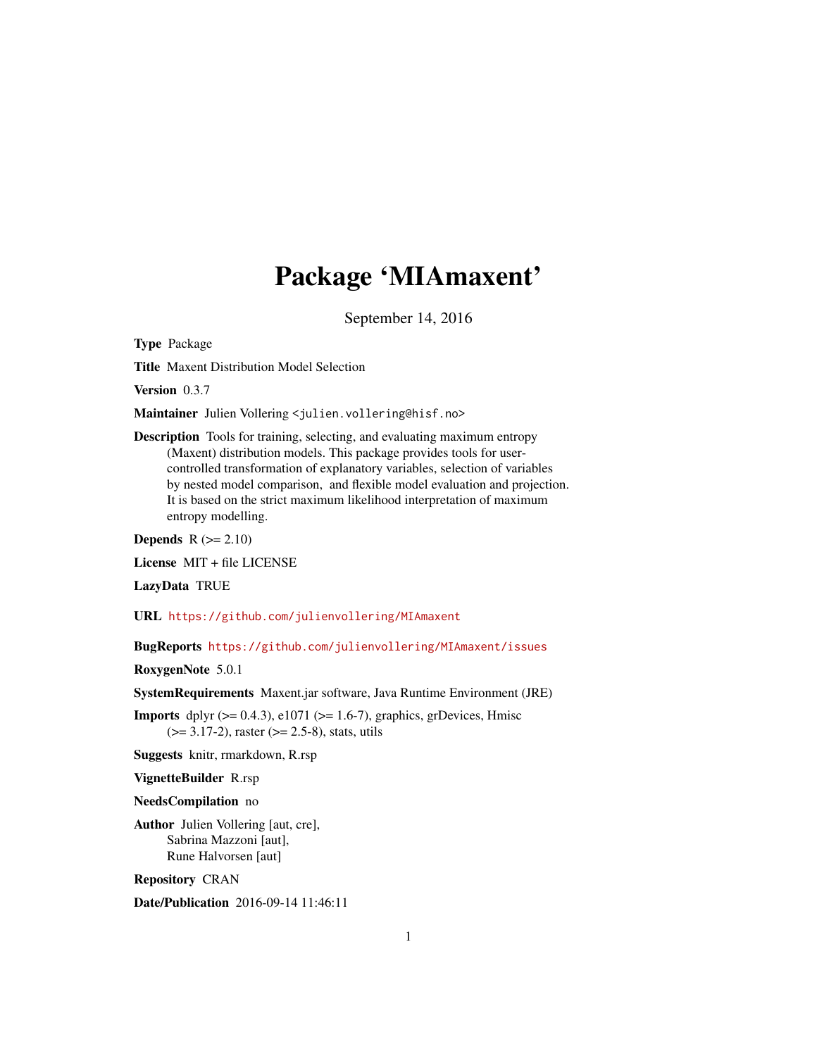# Package 'MIAmaxent'

September 14, 2016

**Type** Package

**Title** Maxent Distribution Model Selection

**Version** 0.3.7

**Maintainer** Julien Vollering <julien.vollering@hisf.no>

**Description** Tools for training, selecting, and evaluating maximum entropy (Maxent) distribution models. This package provides tools for user-controlled transformation of explanatory variables, selection of variables by nested model comparison, and flexible model evaluation and projection. It is based on the strict maximum likelihood interpretation of maximum entropy modelling.

**Depends** R (>= 2.10)

**License** MIT + file LICENSE

**LazyData** TRUE

**URL** https://github.com/julienvollering/MIAmaxent

**BugReports** https://github.com/julienvollering/MIAmaxent/issues

**RoxygenNote** 5.0.1

**SystemRequirements** Maxent.jar software, Java Runtime Environment (JRE)

**Imports** dplyr (>= 0.4.3), e1071 (>= 1.6-7), graphics, grDevices, Hmisc (>= 3.17-2), raster (>= 2.5-8), stats, utils

**Suggests** knitr, rmarkdown, R.rsp

**VignetteBuilder** R.rsp

**NeedsCompilation** no

**Author** Julien Vollering [aut, cre], Sabrina Mazzoni [aut], Rune Halvorsen [aut]

**Repository** CRAN

**Date/Publication** 2016-09-14 11:46:11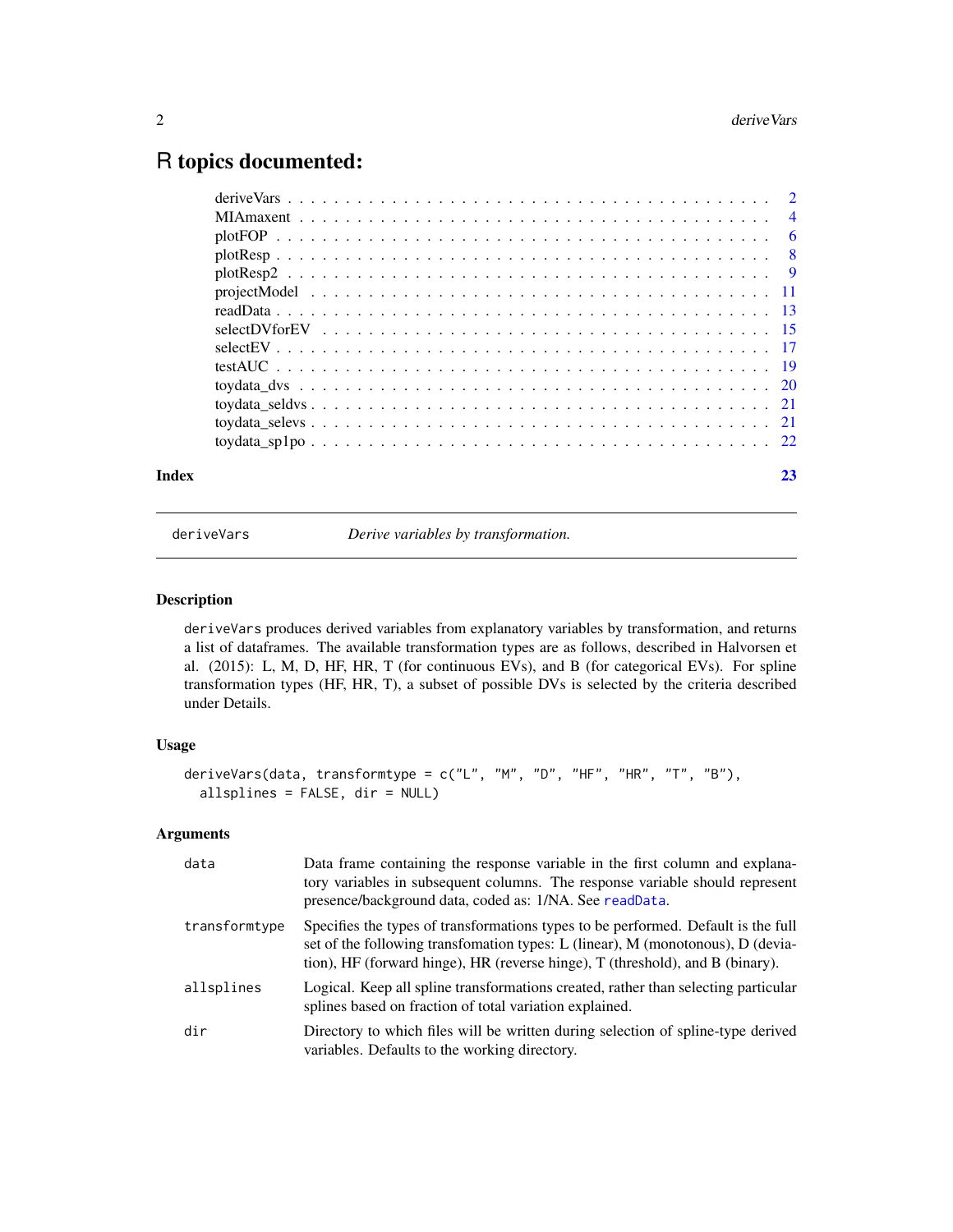# R topics documented:

| | |
|---|---|
| deriveVars | 2 |
| MIAmaxent | 4 |
| plotFOP | 6 |
| plotResp | 8 |
| plotResp2 | 9 |
| projectModel | 11 |
| readData | 13 |
| selectDVforEV | 15 |
| selectEV | 17 |
| testAUC | 19 |
| toydata_dvs | 20 |
| toydata_seldvs | 21 |
| toydata_selevs | 21 |
| toydata_sp1po | 22 |
| **Index** | **23** |

---

deriveVars — *Derive variables by transformation.*

---

### Description

deriveVars produces derived variables from explanatory variables by transformation, and returns a list of dataframes. The available transformation types are as follows, described in Halvorsen et al. (2015): L, M, D, HF, HR, T (for continuous EVs), and B (for categorical EVs). For spline transformation types (HF, HR, T), a subset of possible DVs is selected by the criteria described under Details.

### Usage

```
deriveVars(data, transformtype = c("L", "M", "D", "HF", "HR", "T", "B"),
  allsplines = FALSE, dir = NULL)
```

### Arguments

| | |
|---|---|
| data | Data frame containing the response variable in the first column and explanatory variables in subsequent columns. The response variable should represent presence/background data, coded as: 1/NA. See readData. |
| transformtype | Specifies the types of transformations types to be performed. Default is the full set of the following transfomation types: L (linear), M (monotonous), D (deviation), HF (forward hinge), HR (reverse hinge), T (threshold), and B (binary). |
| allsplines | Logical. Keep all spline transformations created, rather than selecting particular splines based on fraction of total variation explained. |
| dir | Directory to which files will be written during selection of spline-type derived variables. Defaults to the working directory. |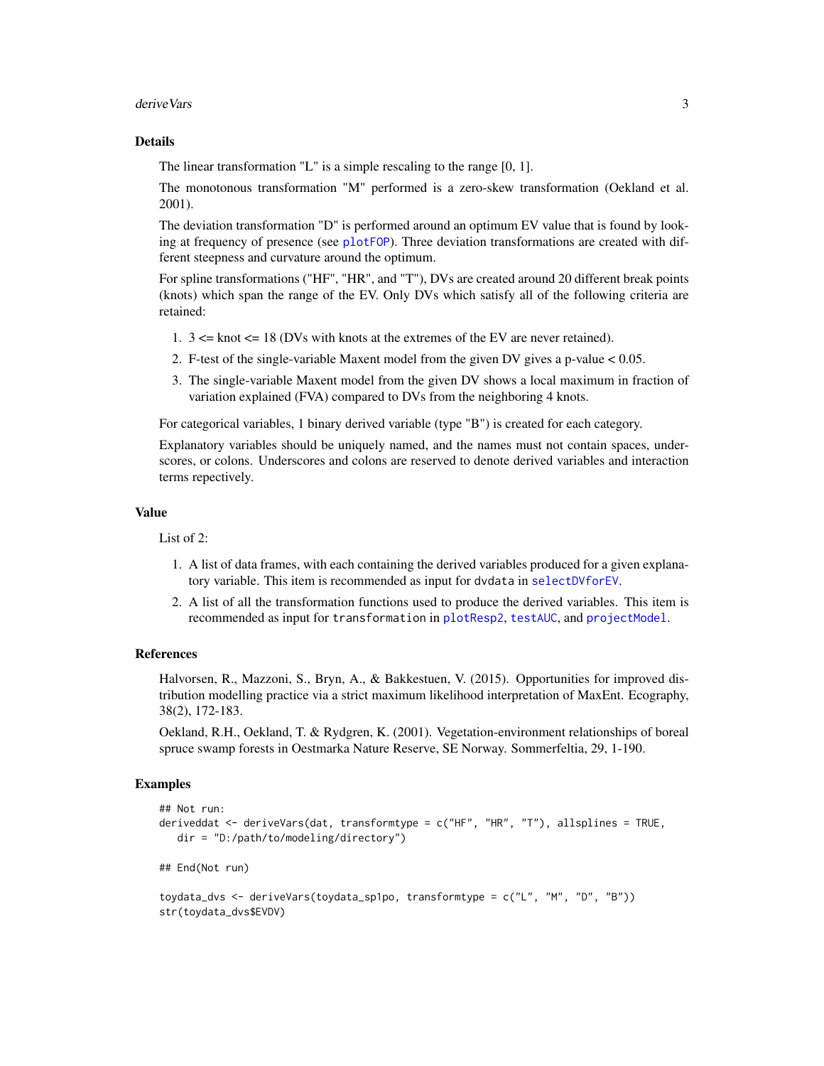## Details

The linear transformation "L" is a simple rescaling to the range [0, 1].

The monotonous transformation "M" performed is a zero-skew transformation (Oekland et al. 2001).

The deviation transformation "D" is performed around an optimum EV value that is found by looking at frequency of presence (see `plotFOP`). Three deviation transformations are created with different steepness and curvature around the optimum.

For spline transformations ("HF", "HR", and "T"), DVs are created around 20 different break points (knots) which span the range of the EV. Only DVs which satisfy all of the following criteria are retained:

1. 3 <= knot <= 18 (DVs with knots at the extremes of the EV are never retained).
2. F-test of the single-variable Maxent model from the given DV gives a p-value < 0.05.
3. The single-variable Maxent model from the given DV shows a local maximum in fraction of variation explained (FVA) compared to DVs from the neighboring 4 knots.

For categorical variables, 1 binary derived variable (type "B") is created for each category.

Explanatory variables should be uniquely named, and the names must not contain spaces, underscores, or colons. Underscores and colons are reserved to denote derived variables and interaction terms repectively.

## Value

List of 2:

1. A list of data frames, with each containing the derived variables produced for a given explanatory variable. This item is recommended as input for `dvdata` in `selectDVforEV`.
2. A list of all the transformation functions used to produce the derived variables. This item is recommended as input for `transformation` in `plotResp2`, `testAUC`, and `projectModel`.

## References

Halvorsen, R., Mazzoni, S., Bryn, A., & Bakkestuen, V. (2015). Opportunities for improved distribution modelling practice via a strict maximum likelihood interpretation of MaxEnt. Ecography, 38(2), 172-183.

Oekland, R.H., Oekland, T. & Rydgren, K. (2001). Vegetation-environment relationships of boreal spruce swamp forests in Oestmarka Nature Reserve, SE Norway. Sommerfeltia, 29, 1-190.

## Examples

```
## Not run:
deriveddat <- deriveVars(dat, transformtype = c("HF", "HR", "T"), allsplines = TRUE,
   dir = "D:/path/to/modeling/directory")

## End(Not run)

toydata_dvs <- deriveVars(toydata_sp1po, transformtype = c("L", "M", "D", "B"))
str(toydata_dvs$EVDV)
```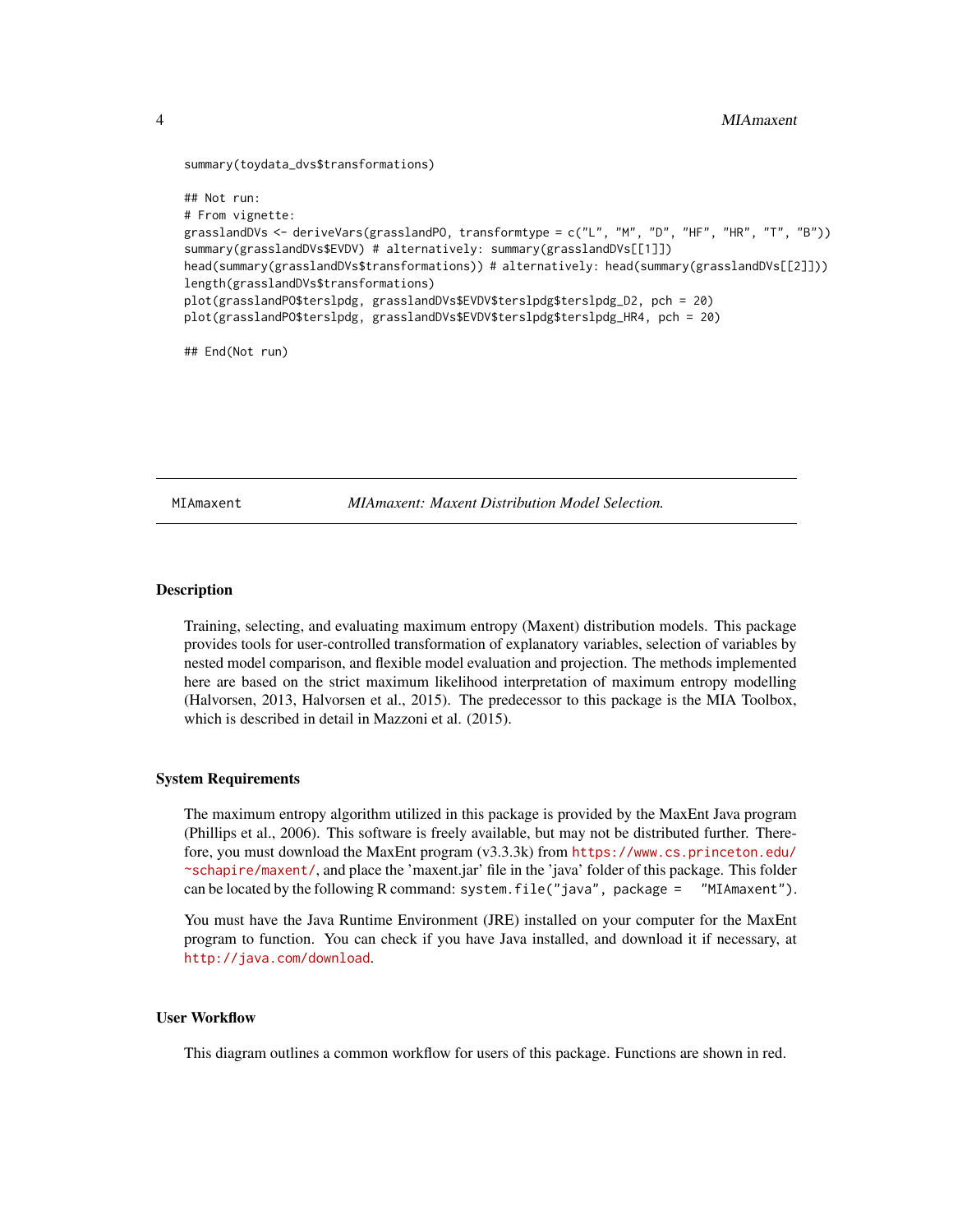```
summary(toydata_dvs$transformations)

## Not run:
# From vignette:
grasslandDVs <- deriveVars(grasslandPO, transformtype = c("L", "M", "D", "HF", "HR", "T", "B"))
summary(grasslandDVs$EVDV) # alternatively: summary(grasslandDVs[[1]])
head(summary(grasslandDVs$transformations)) # alternatively: head(summary(grasslandDVs[[2]]))
length(grasslandDVs$transformations)
plot(grasslandPO$terslpdg, grasslandDVs$EVDV$terslpdg$terslpdg_D2, pch = 20)
plot(grasslandPO$terslpdg, grasslandDVs$EVDV$terslpdg$terslpdg_HR4, pch = 20)

## End(Not run)
```

---

`MIAmaxent` — *MIAmaxent: Maxent Distribution Model Selection.*

---

### Description

Training, selecting, and evaluating maximum entropy (Maxent) distribution models. This package provides tools for user-controlled transformation of explanatory variables, selection of variables by nested model comparison, and flexible model evaluation and projection. The methods implemented here are based on the strict maximum likelihood interpretation of maximum entropy modelling (Halvorsen, 2013, Halvorsen et al., 2015). The predecessor to this package is the MIA Toolbox, which is described in detail in Mazzoni et al. (2015).

### System Requirements

The maximum entropy algorithm utilized in this package is provided by the MaxEnt Java program (Phillips et al., 2006). This software is freely available, but may not be distributed further. Therefore, you must download the MaxEnt program (v3.3.3k) from https://www.cs.princeton.edu/~schapire/maxent/, and place the 'maxent.jar' file in the 'java' folder of this package. This folder can be located by the following R command: `system.file("java", package = "MIAmaxent")`.

You must have the Java Runtime Environment (JRE) installed on your computer for the MaxEnt program to function. You can check if you have Java installed, and download it if necessary, at http://java.com/download.

### User Workflow

This diagram outlines a common workflow for users of this package. Functions are shown in red.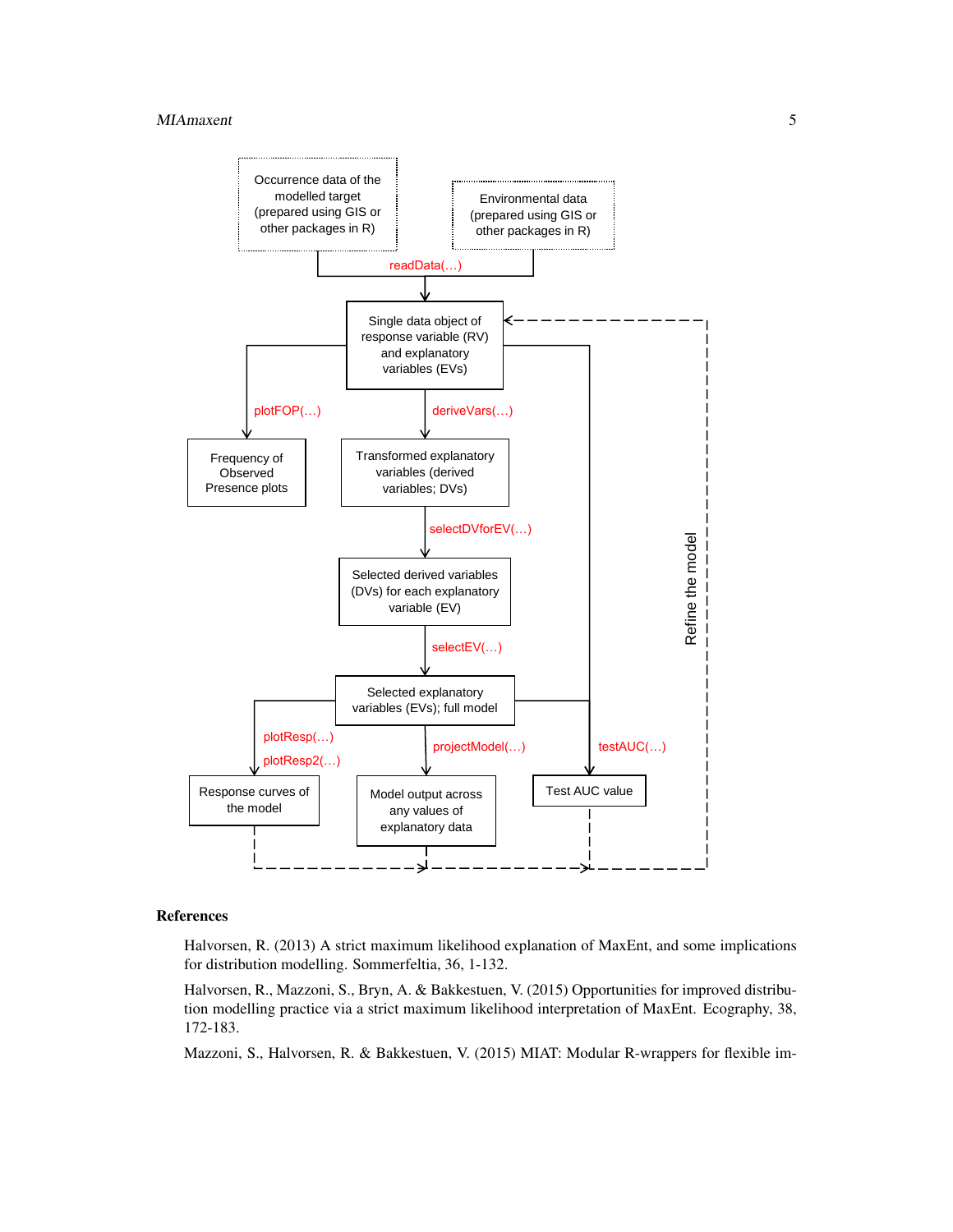Occurrence data of the modelled target (prepared using GIS or other packages in R)

Environmental data (prepared using GIS or other packages in R)

readData(...)

Single data object of response variable (RV) and explanatory variables (EVs)

plotFOP(...)

deriveVars(...)

Frequency of Observed Presence plots

Transformed explanatory variables (derived variables; DVs)

selectDVforEV(...)

Selected derived variables (DVs) for each explanatory variable (EV)

selectEV(...)

Selected explanatory variables (EVs); full model

plotResp(...)

plotResp2(...)

projectModel(...)

testAUC(...)

Response curves of the model

Model output across any values of explanatory data

Test AUC value

Refine the model

## References

Halvorsen, R. (2013) A strict maximum likelihood explanation of MaxEnt, and some implications for distribution modelling. Sommerfeltia, 36, 1-132.

Halvorsen, R., Mazzoni, S., Bryn, A. & Bakkestuen, V. (2015) Opportunities for improved distribution modelling practice via a strict maximum likelihood interpretation of MaxEnt. Ecography, 38, 172-183.

Mazzoni, S., Halvorsen, R. & Bakkestuen, V. (2015) MIAT: Modular R-wrappers for flexible im-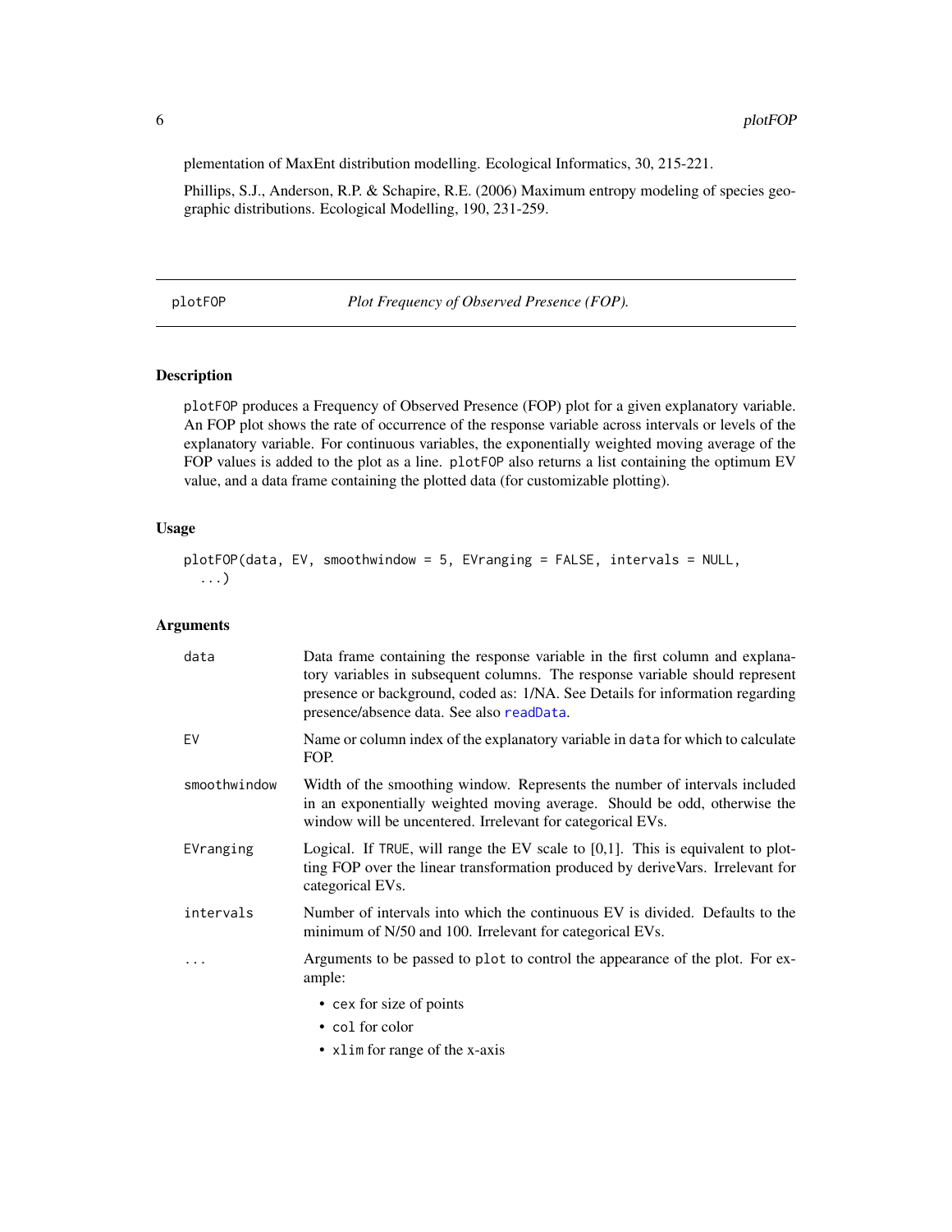plementation of MaxEnt distribution modelling. Ecological Informatics, 30, 215-221.

Phillips, S.J., Anderson, R.P. & Schapire, R.E. (2006) Maximum entropy modeling of species geographic distributions. Ecological Modelling, 190, 231-259.

## plotFOP — *Plot Frequency of Observed Presence (FOP).*

### Description

`plotFOP` produces a Frequency of Observed Presence (FOP) plot for a given explanatory variable. An FOP plot shows the rate of occurrence of the response variable across intervals or levels of the explanatory variable. For continuous variables, the exponentially weighted moving average of the FOP values is added to the plot as a line. `plotFOP` also returns a list containing the optimum EV value, and a data frame containing the plotted data (for customizable plotting).

### Usage

```
plotFOP(data, EV, smoothwindow = 5, EVranging = FALSE, intervals = NULL,
  ...)
```

### Arguments

| | |
|---|---|
| `data` | Data frame containing the response variable in the first column and explanatory variables in subsequent columns. The response variable should represent presence or background, coded as: 1/NA. See Details for information regarding presence/absence data. See also `readData`. |
| `EV` | Name or column index of the explanatory variable in `data` for which to calculate FOP. |
| `smoothwindow` | Width of the smoothing window. Represents the number of intervals included in an exponentially weighted moving average. Should be odd, otherwise the window will be uncentered. Irrelevant for categorical EVs. |
| `EVranging` | Logical. If `TRUE`, will range the EV scale to [0,1]. This is equivalent to plotting FOP over the linear transformation produced by deriveVars. Irrelevant for categorical EVs. |
| `intervals` | Number of intervals into which the continuous EV is divided. Defaults to the minimum of N/50 and 100. Irrelevant for categorical EVs. |
| `...` | Arguments to be passed to `plot` to control the appearance of the plot. For example:<br>• `cex` for size of points<br>• `col` for color<br>• `xlim` for range of the x-axis |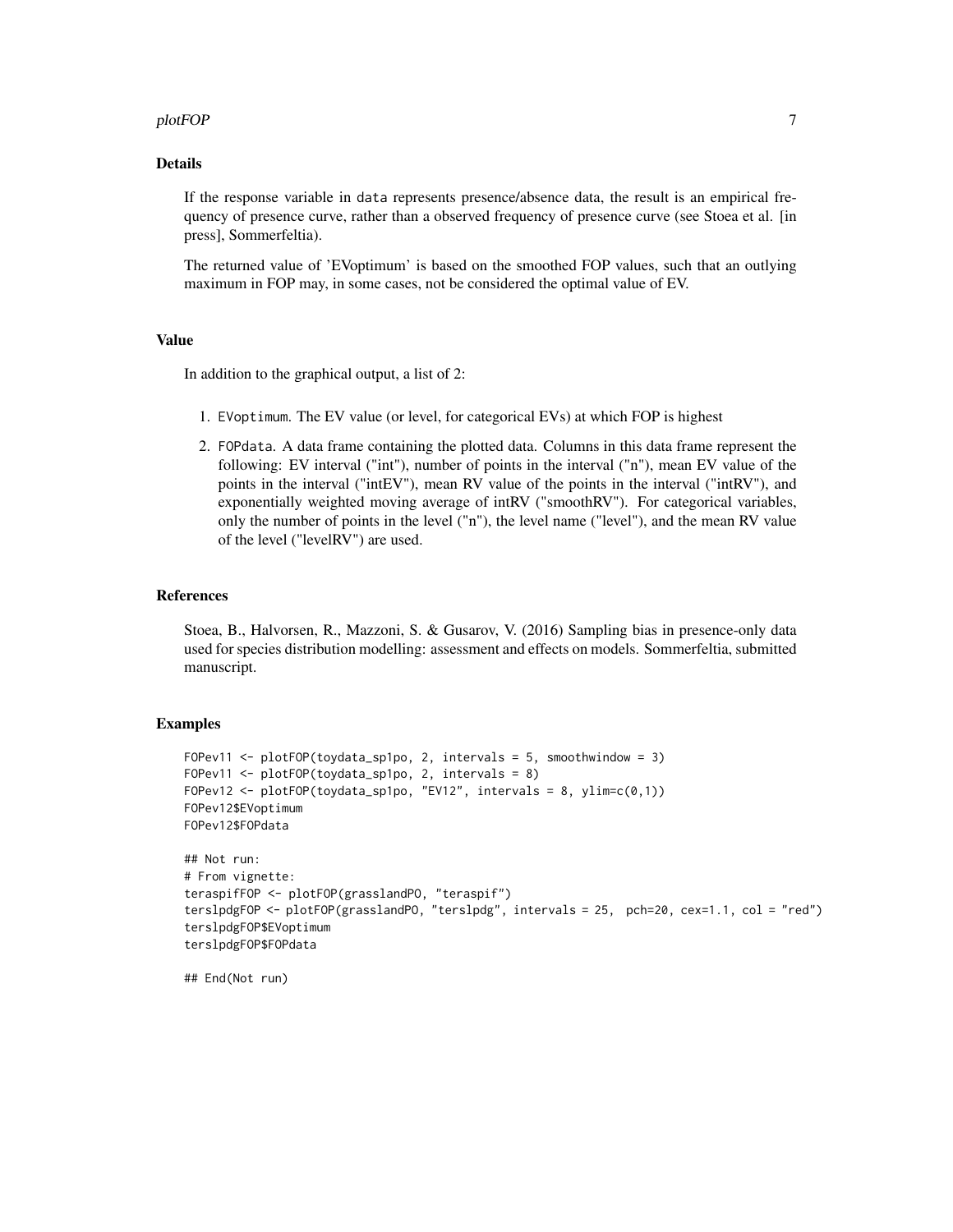## Details

If the response variable in data represents presence/absence data, the result is an empirical frequency of presence curve, rather than a observed frequency of presence curve (see Stoea et al. [in press], Sommerfeltia).

The returned value of 'EVoptimum' is based on the smoothed FOP values, such that an outlying maximum in FOP may, in some cases, not be considered the optimal value of EV.

## Value

In addition to the graphical output, a list of 2:

1. EVoptimum. The EV value (or level, for categorical EVs) at which FOP is highest
2. FOPdata. A data frame containing the plotted data. Columns in this data frame represent the following: EV interval ("int"), number of points in the interval ("n"), mean EV value of the points in the interval ("intEV"), mean RV value of the points in the interval ("intRV"), and exponentially weighted moving average of intRV ("smoothRV"). For categorical variables, only the number of points in the level ("n"), the level name ("level"), and the mean RV value of the level ("levelRV") are used.

## References

Stoea, B., Halvorsen, R., Mazzoni, S. & Gusarov, V. (2016) Sampling bias in presence-only data used for species distribution modelling: assessment and effects on models. Sommerfeltia, submitted manuscript.

## Examples

```
FOPev11 <- plotFOP(toydata_sp1po, 2, intervals = 5, smoothwindow = 3)
FOPev11 <- plotFOP(toydata_sp1po, 2, intervals = 8)
FOPev12 <- plotFOP(toydata_sp1po, "EV12", intervals = 8, ylim=c(0,1))
FOPev12$EVoptimum
FOPev12$FOPdata

## Not run:
# From vignette:
teraspifFOP <- plotFOP(grasslandPO, "teraspif")
terslpdgFOP <- plotFOP(grasslandPO, "terslpdg", intervals = 25,  pch=20, cex=1.1, col = "red")
terslpdgFOP$EVoptimum
terslpdgFOP$FOPdata

## End(Not run)
```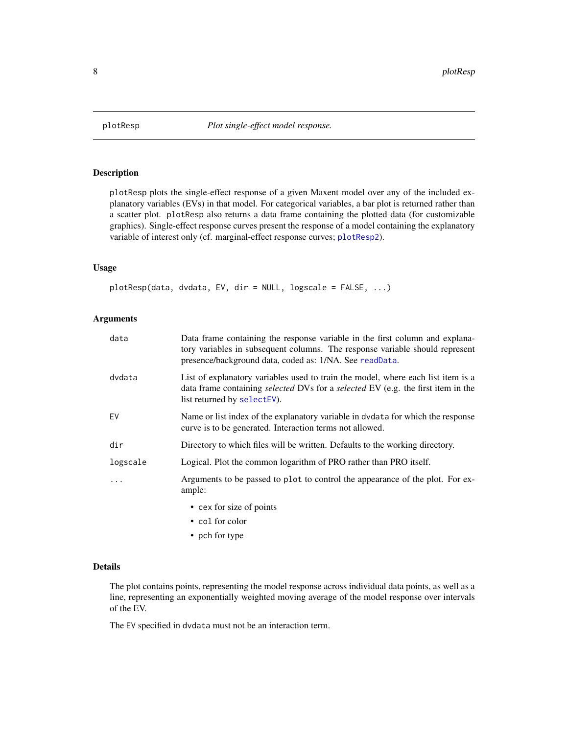## plotResp — *Plot single-effect model response.*

### Description

`plotResp` plots the single-effect response of a given Maxent model over any of the included explanatory variables (EVs) in that model. For categorical variables, a bar plot is returned rather than a scatter plot. `plotResp` also returns a data frame containing the plotted data (for customizable graphics). Single-effect response curves present the response of a model containing the explanatory variable of interest only (cf. marginal-effect response curves; `plotResp2`).

### Usage

```
plotResp(data, dvdata, EV, dir = NULL, logscale = FALSE, ...)
```

### Arguments

| Argument | Description |
|---|---|
| `data` | Data frame containing the response variable in the first column and explanatory variables in subsequent columns. The response variable should represent presence/background data, coded as: 1/NA. See `readData`. |
| `dvdata` | List of explanatory variables used to train the model, where each list item is a data frame containing *selected* DVs for a *selected* EV (e.g. the first item in the list returned by `selectEV`). |
| `EV` | Name or list index of the explanatory variable in `dvdata` for which the response curve is to be generated. Interaction terms not allowed. |
| `dir` | Directory to which files will be written. Defaults to the working directory. |
| `logscale` | Logical. Plot the common logarithm of PRO rather than PRO itself. |
| `...` | Arguments to be passed to `plot` to control the appearance of the plot. For example: <br>• `cex` for size of points <br>• `col` for color <br>• `pch` for type |

### Details

The plot contains points, representing the model response across individual data points, as well as a line, representing an exponentially weighted moving average of the model response over intervals of the EV.

The `EV` specified in `dvdata` must not be an interaction term.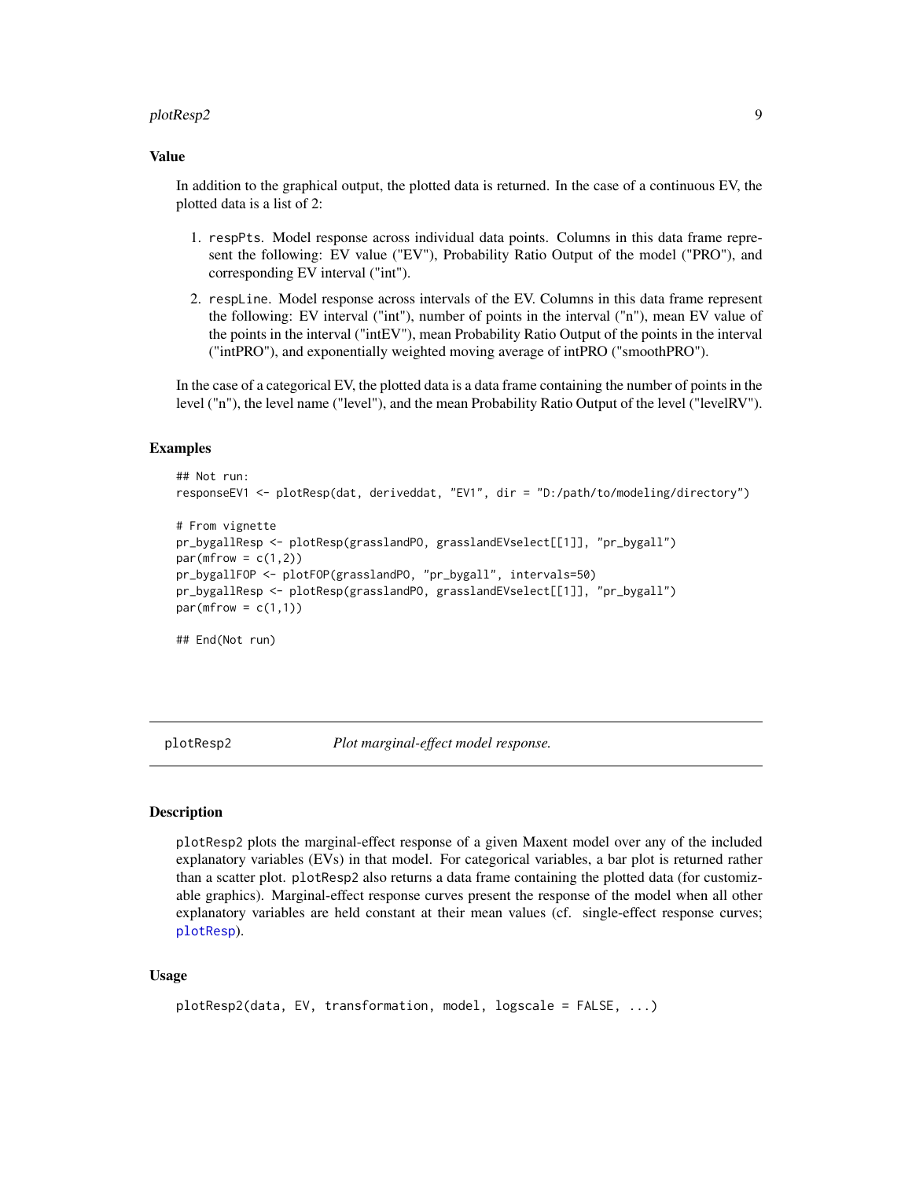### Value

In addition to the graphical output, the plotted data is returned. In the case of a continuous EV, the plotted data is a list of 2:

1. respPts. Model response across individual data points. Columns in this data frame represent the following: EV value ("EV"), Probability Ratio Output of the model ("PRO"), and corresponding EV interval ("int").
2. respLine. Model response across intervals of the EV. Columns in this data frame represent the following: EV interval ("int"), number of points in the interval ("n"), mean EV value of the points in the interval ("intEV"), mean Probability Ratio Output of the points in the interval ("intPRO"), and exponentially weighted moving average of intPRO ("smoothPRO").

In the case of a categorical EV, the plotted data is a data frame containing the number of points in the level ("n"), the level name ("level"), and the mean Probability Ratio Output of the level ("levelRV").

### Examples

```
## Not run:
responseEV1 <- plotResp(dat, deriveddat, "EV1", dir = "D:/path/to/modeling/directory")

# From vignette
pr_bygallResp <- plotResp(grasslandPO, grasslandEVselect[[1]], "pr_bygall")
par(mfrow = c(1,2))
pr_bygallFOP <- plotFOP(grasslandPO, "pr_bygall", intervals=50)
pr_bygallResp <- plotResp(grasslandPO, grasslandEVselect[[1]], "pr_bygall")
par(mfrow = c(1,1))

## End(Not run)
```

---

## plotResp2 &nbsp;&nbsp;&nbsp;&nbsp; *Plot marginal-effect model response.*

### Description

plotResp2 plots the marginal-effect response of a given Maxent model over any of the included explanatory variables (EVs) in that model. For categorical variables, a bar plot is returned rather than a scatter plot. plotResp2 also returns a data frame containing the plotted data (for customizable graphics). Marginal-effect response curves present the response of the model when all other explanatory variables are held constant at their mean values (cf. single-effect response curves; plotResp).

### Usage

```
plotResp2(data, EV, transformation, model, logscale = FALSE, ...)
```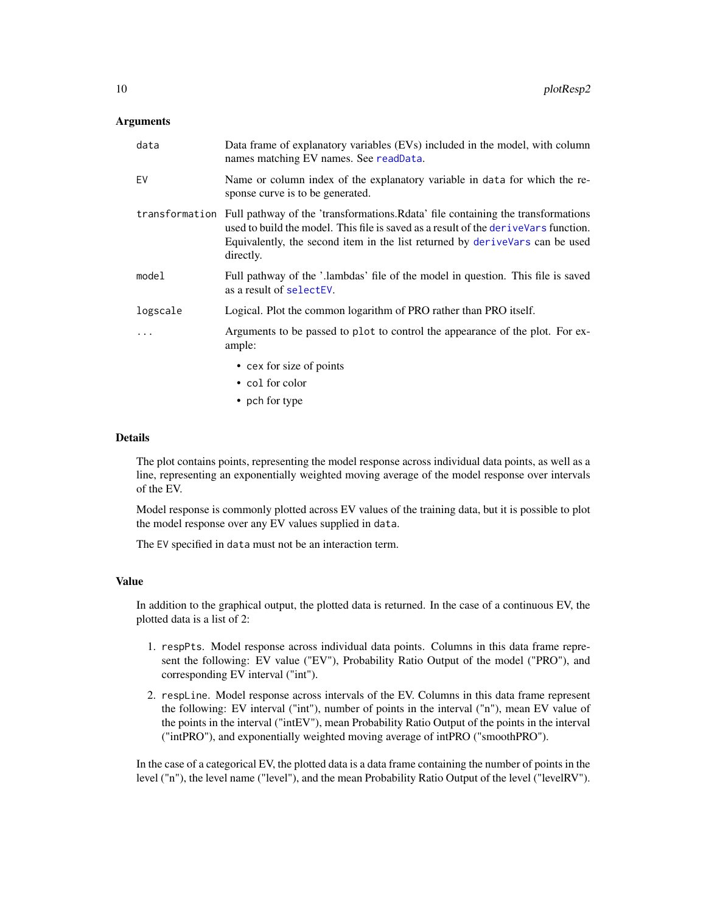### Arguments

| | |
|---|---|
| `data` | Data frame of explanatory variables (EVs) included in the model, with column names matching EV names. See `readData`. |
| `EV` | Name or column index of the explanatory variable in `data` for which the response curve is to be generated. |
| `transformation` | Full pathway of the 'transformations.Rdata' file containing the transformations used to build the model. This file is saved as a result of the `deriveVars` function. Equivalently, the second item in the list returned by `deriveVars` can be used directly. |
| `model` | Full pathway of the '.lambdas' file of the model in question. This file is saved as a result of `selectEV`. |
| `logscale` | Logical. Plot the common logarithm of PRO rather than PRO itself. |
| `...` | Arguments to be passed to `plot` to control the appearance of the plot. For example: <br>• `cex` for size of points <br>• `col` for color <br>• `pch` for type |

### Details

The plot contains points, representing the model response across individual data points, as well as a line, representing an exponentially weighted moving average of the model response over intervals of the EV.

Model response is commonly plotted across EV values of the training data, but it is possible to plot the model response over any EV values supplied in `data`.

The `EV` specified in `data` must not be an interaction term.

### Value

In addition to the graphical output, the plotted data is returned. In the case of a continuous EV, the plotted data is a list of 2:

1. `respPts`. Model response across individual data points. Columns in this data frame represent the following: EV value ("EV"), Probability Ratio Output of the model ("PRO"), and corresponding EV interval ("int").
2. `respLine`. Model response across intervals of the EV. Columns in this data frame represent the following: EV interval ("int"), number of points in the interval ("n"), mean EV value of the points in the interval ("intEV"), mean Probability Ratio Output of the points in the interval ("intPRO"), and exponentially weighted moving average of intPRO ("smoothPRO").

In the case of a categorical EV, the plotted data is a data frame containing the number of points in the level ("n"), the level name ("level"), and the mean Probability Ratio Output of the level ("levelRV").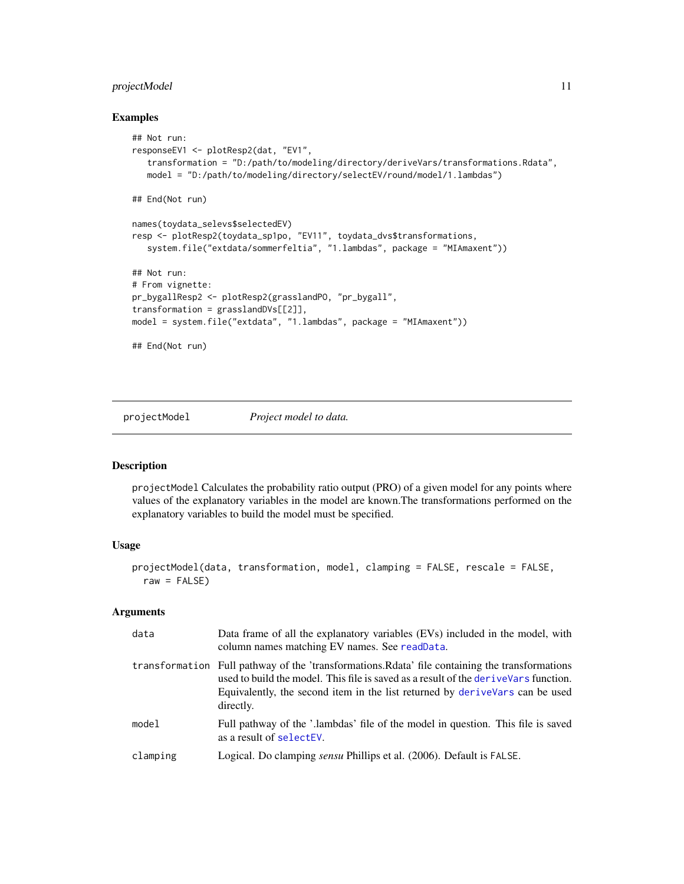### Examples

```
## Not run:
responseEV1 <- plotResp2(dat, "EV1",
   transformation = "D:/path/to/modeling/directory/deriveVars/transformations.Rdata",
   model = "D:/path/to/modeling/directory/selectEV/round/model/1.lambdas")

## End(Not run)

names(toydata_selevs$selectedEV)
resp <- plotResp2(toydata_sp1po, "EV11", toydata_dvs$transformations,
   system.file("extdata/sommerfeltia", "1.lambdas", package = "MIAmaxent"))

## Not run:
# From vignette:
pr_bygallResp2 <- plotResp2(grasslandPO, "pr_bygall",
transformation = grasslandDVs[[2]],
model = system.file("extdata", "1.lambdas", package = "MIAmaxent"))

## End(Not run)
```

---

## projectModel — *Project model to data.*

### Description

projectModel Calculates the probability ratio output (PRO) of a given model for any points where values of the explanatory variables in the model are known.The transformations performed on the explanatory variables to build the model must be specified.

### Usage

```
projectModel(data, transformation, model, clamping = FALSE, rescale = FALSE,
  raw = FALSE)
```

### Arguments

| | |
|---|---|
| data | Data frame of all the explanatory variables (EVs) included in the model, with column names matching EV names. See readData. |
| transformation | Full pathway of the 'transformations.Rdata' file containing the transformations used to build the model. This file is saved as a result of the deriveVars function. Equivalently, the second item in the list returned by deriveVars can be used directly. |
| model | Full pathway of the '.lambdas' file of the model in question. This file is saved as a result of selectEV. |
| clamping | Logical. Do clamping *sensu* Phillips et al. (2006). Default is FALSE. |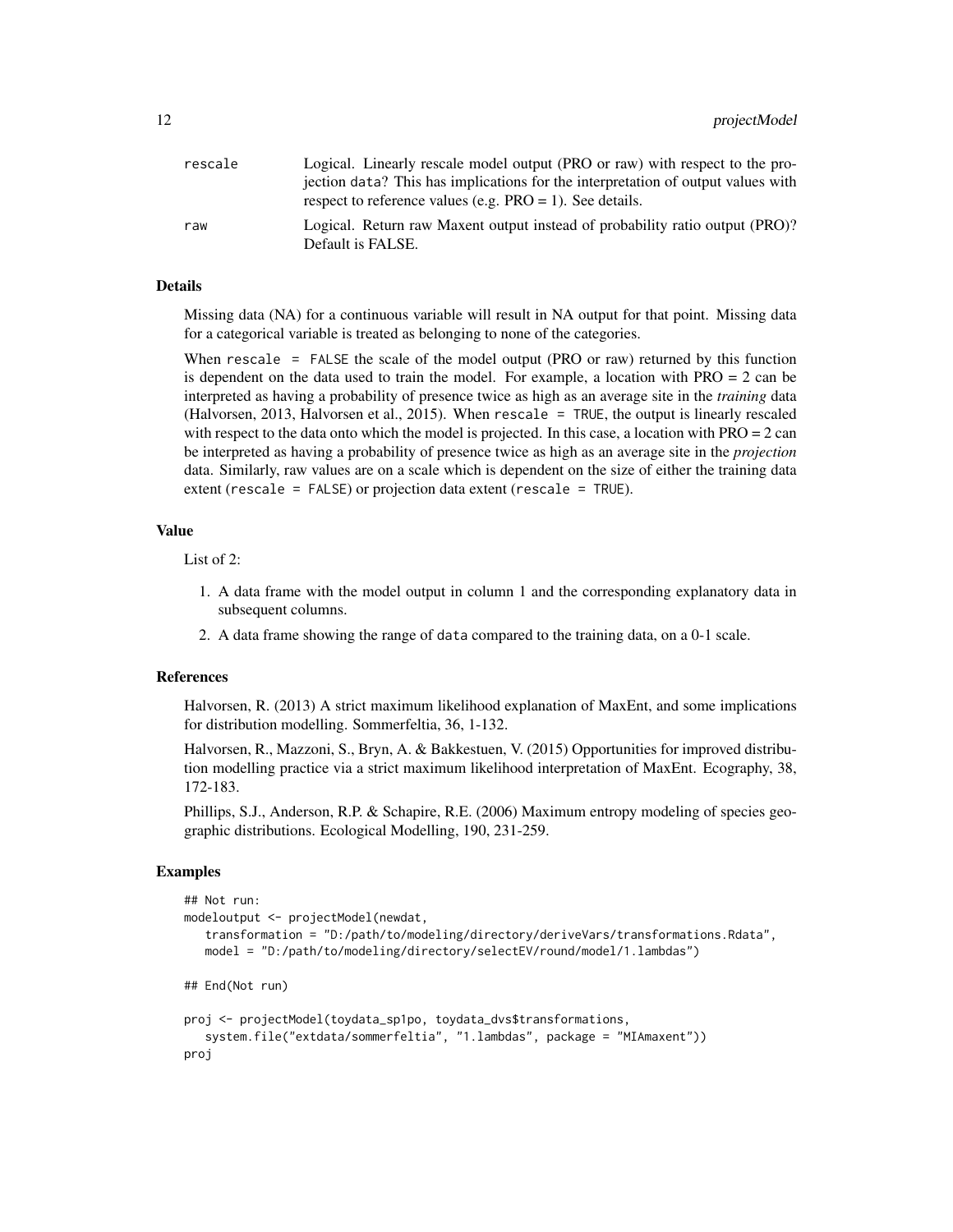| | |
|---|---|
| rescale | Logical. Linearly rescale model output (PRO or raw) with respect to the projection data? This has implications for the interpretation of output values with respect to reference values (e.g. PRO = 1). See details. |
| raw | Logical. Return raw Maxent output instead of probability ratio output (PRO)? Default is FALSE. |

## Details

Missing data (NA) for a continuous variable will result in NA output for that point. Missing data for a categorical variable is treated as belonging to none of the categories.

When `rescale = FALSE` the scale of the model output (PRO or raw) returned by this function is dependent on the data used to train the model. For example, a location with PRO = 2 can be interpreted as having a probability of presence twice as high as an average site in the *training* data (Halvorsen, 2013, Halvorsen et al., 2015). When `rescale = TRUE`, the output is linearly rescaled with respect to the data onto which the model is projected. In this case, a location with PRO = 2 can be interpreted as having a probability of presence twice as high as an average site in the *projection* data. Similarly, raw values are on a scale which is dependent on the size of either the training data extent (`rescale = FALSE`) or projection data extent (`rescale = TRUE`).

## Value

List of 2:

1. A data frame with the model output in column 1 and the corresponding explanatory data in subsequent columns.
2. A data frame showing the range of data compared to the training data, on a 0-1 scale.

## References

Halvorsen, R. (2013) A strict maximum likelihood explanation of MaxEnt, and some implications for distribution modelling. Sommerfeltia, 36, 1-132.

Halvorsen, R., Mazzoni, S., Bryn, A. & Bakkestuen, V. (2015) Opportunities for improved distribution modelling practice via a strict maximum likelihood interpretation of MaxEnt. Ecography, 38, 172-183.

Phillips, S.J., Anderson, R.P. & Schapire, R.E. (2006) Maximum entropy modeling of species geographic distributions. Ecological Modelling, 190, 231-259.

## Examples

```
## Not run:
modeloutput <- projectModel(newdat,
   transformation = "D:/path/to/modeling/directory/deriveVars/transformations.Rdata",
   model = "D:/path/to/modeling/directory/selectEV/round/model/1.lambdas")

## End(Not run)

proj <- projectModel(toydata_sp1po, toydata_dvs$transformations,
   system.file("extdata/sommerfeltia", "1.lambdas", package = "MIAmaxent"))
proj
```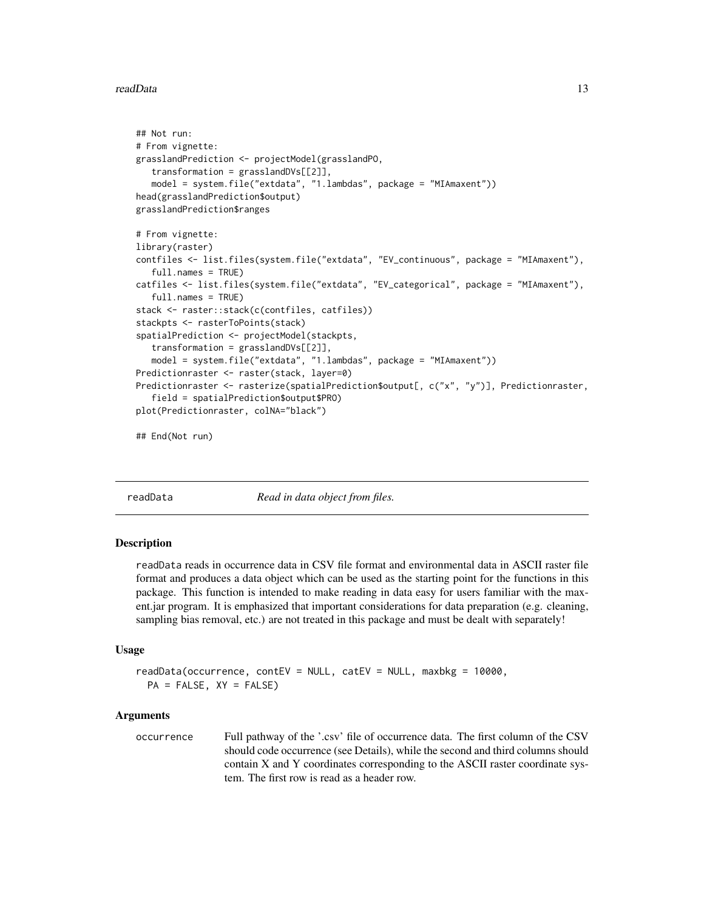```
## Not run:
# From vignette:
grasslandPrediction <- projectModel(grasslandPO,
   transformation = grasslandDVs[[2]],
   model = system.file("extdata", "1.lambdas", package = "MIAmaxent"))
head(grasslandPrediction$output)
grasslandPrediction$ranges

# From vignette:
library(raster)
contfiles <- list.files(system.file("extdata", "EV_continuous", package = "MIAmaxent"),
   full.names = TRUE)
catfiles <- list.files(system.file("extdata", "EV_categorical", package = "MIAmaxent"),
   full.names = TRUE)
stack <- raster::stack(c(contfiles, catfiles))
stackpts <- rasterToPoints(stack)
spatialPrediction <- projectModel(stackpts,
   transformation = grasslandDVs[[2]],
   model = system.file("extdata", "1.lambdas", package = "MIAmaxent"))
Predictionraster <- raster(stack, layer=0)
Predictionraster <- rasterize(spatialPrediction$output[, c("x", "y")], Predictionraster,
   field = spatialPrediction$output$PRO)
plot(Predictionraster, colNA="black")

## End(Not run)
```

---

## readData *Read in data object from files.*

---

### Description

readData reads in occurrence data in CSV file format and environmental data in ASCII raster file format and produces a data object which can be used as the starting point for the functions in this package. This function is intended to make reading in data easy for users familiar with the maxent.jar program. It is emphasized that important considerations for data preparation (e.g. cleaning, sampling bias removal, etc.) are not treated in this package and must be dealt with separately!

### Usage

```
readData(occurrence, contEV = NULL, catEV = NULL, maxbkg = 10000,
  PA = FALSE, XY = FALSE)
```

### Arguments

| | |
|---|---|
| occurrence | Full pathway of the '.csv' file of occurrence data. The first column of the CSV should code occurrence (see Details), while the second and third columns should contain X and Y coordinates corresponding to the ASCII raster coordinate system. The first row is read as a header row. |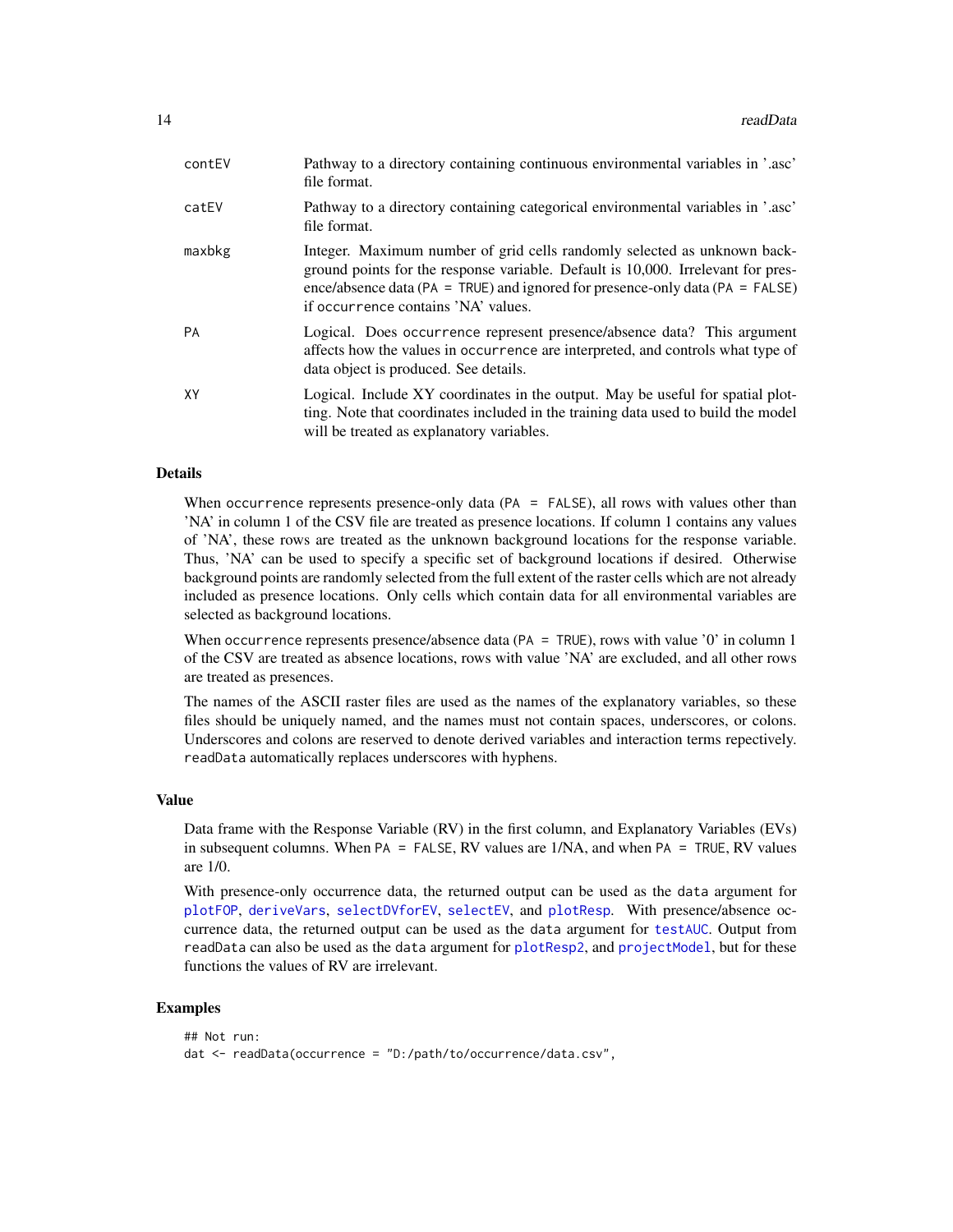| | |
|---|---|
| contEV | Pathway to a directory containing continuous environmental variables in '.asc' file format. |
| catEV | Pathway to a directory containing categorical environmental variables in '.asc' file format. |
| maxbkg | Integer. Maximum number of grid cells randomly selected as unknown background points for the response variable. Default is 10,000. Irrelevant for presence/absence data (PA = TRUE) and ignored for presence-only data (PA = FALSE) if occurrence contains 'NA' values. |
| PA | Logical. Does occurrence represent presence/absence data? This argument affects how the values in occurrence are interpreted, and controls what type of data object is produced. See details. |
| XY | Logical. Include XY coordinates in the output. May be useful for spatial plotting. Note that coordinates included in the training data used to build the model will be treated as explanatory variables. |

### Details

When occurrence represents presence-only data (PA = FALSE), all rows with values other than 'NA' in column 1 of the CSV file are treated as presence locations. If column 1 contains any values of 'NA', these rows are treated as the unknown background locations for the response variable. Thus, 'NA' can be used to specify a specific set of background locations if desired. Otherwise background points are randomly selected from the full extent of the raster cells which are not already included as presence locations. Only cells which contain data for all environmental variables are selected as background locations.

When occurrence represents presence/absence data (PA = TRUE), rows with value '0' in column 1 of the CSV are treated as absence locations, rows with value 'NA' are excluded, and all other rows are treated as presences.

The names of the ASCII raster files are used as the names of the explanatory variables, so these files should be uniquely named, and the names must not contain spaces, underscores, or colons. Underscores and colons are reserved to denote derived variables and interaction terms repectively. readData automatically replaces underscores with hyphens.

### Value

Data frame with the Response Variable (RV) in the first column, and Explanatory Variables (EVs) in subsequent columns. When PA = FALSE, RV values are 1/NA, and when PA = TRUE, RV values are 1/0.

With presence-only occurrence data, the returned output can be used as the data argument for plotFOP, deriveVars, selectDVforEV, selectEV, and plotResp. With presence/absence occurrence data, the returned output can be used as the data argument for testAUC. Output from readData can also be used as the data argument for plotResp2, and projectModel, but for these functions the values of RV are irrelevant.

### Examples

```
## Not run:
dat <- readData(occurrence = "D:/path/to/occurrence/data.csv",
```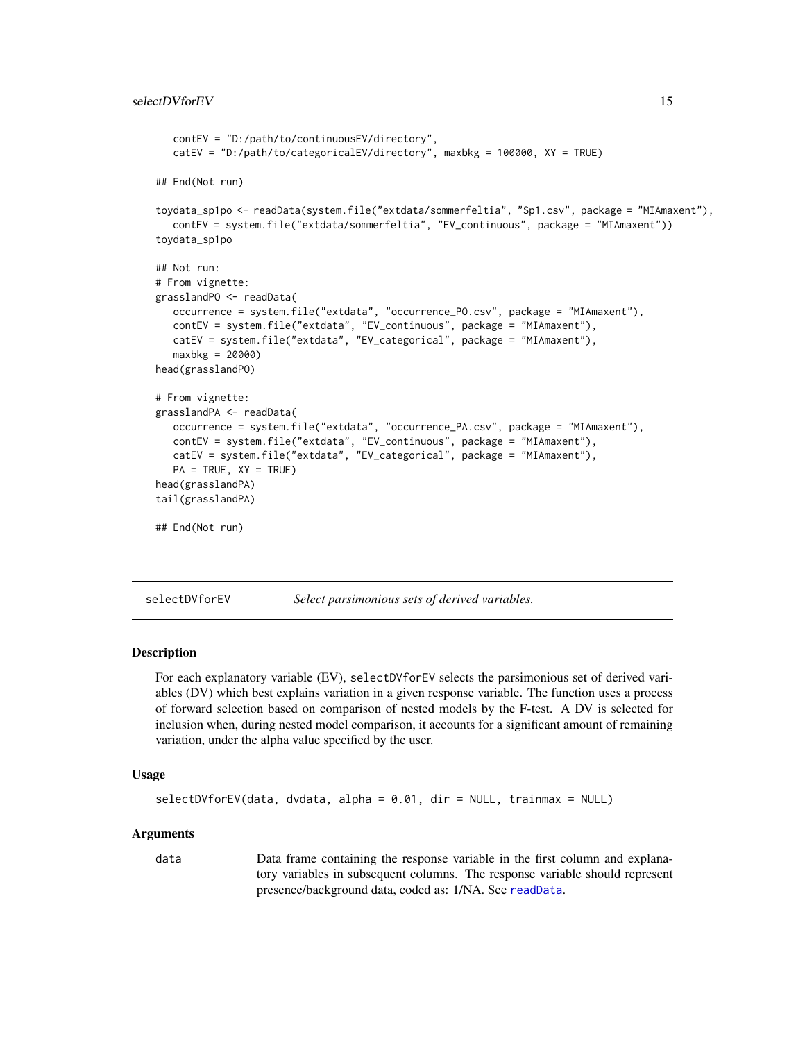```
   contEV = "D:/path/to/continuousEV/directory",
   catEV = "D:/path/to/categoricalEV/directory", maxbkg = 100000, XY = TRUE)

## End(Not run)

toydata_sp1po <- readData(system.file("extdata/sommerfeltia", "Sp1.csv", package = "MIAmaxent"),
   contEV = system.file("extdata/sommerfeltia", "EV_continuous", package = "MIAmaxent"))
toydata_sp1po

## Not run:
# From vignette:
grasslandPO <- readData(
   occurrence = system.file("extdata", "occurrence_PO.csv", package = "MIAmaxent"),
   contEV = system.file("extdata", "EV_continuous", package = "MIAmaxent"),
   catEV = system.file("extdata", "EV_categorical", package = "MIAmaxent"),
   maxbkg = 20000)
head(grasslandPO)

# From vignette:
grasslandPA <- readData(
   occurrence = system.file("extdata", "occurrence_PA.csv", package = "MIAmaxent"),
   contEV = system.file("extdata", "EV_continuous", package = "MIAmaxent"),
   catEV = system.file("extdata", "EV_categorical", package = "MIAmaxent"),
   PA = TRUE, XY = TRUE)
head(grasslandPA)
tail(grasslandPA)

## End(Not run)
```

## selectDVforEV — *Select parsimonious sets of derived variables.*

### Description

For each explanatory variable (EV), `selectDVforEV` selects the parsimonious set of derived variables (DV) which best explains variation in a given response variable. The function uses a process of forward selection based on comparison of nested models by the F-test. A DV is selected for inclusion when, during nested model comparison, it accounts for a significant amount of remaining variation, under the alpha value specified by the user.

### Usage

```
selectDVforEV(data, dvdata, alpha = 0.01, dir = NULL, trainmax = NULL)
```

### Arguments

`data` — Data frame containing the response variable in the first column and explanatory variables in subsequent columns. The response variable should represent presence/background data, coded as: 1/NA. See `readData`.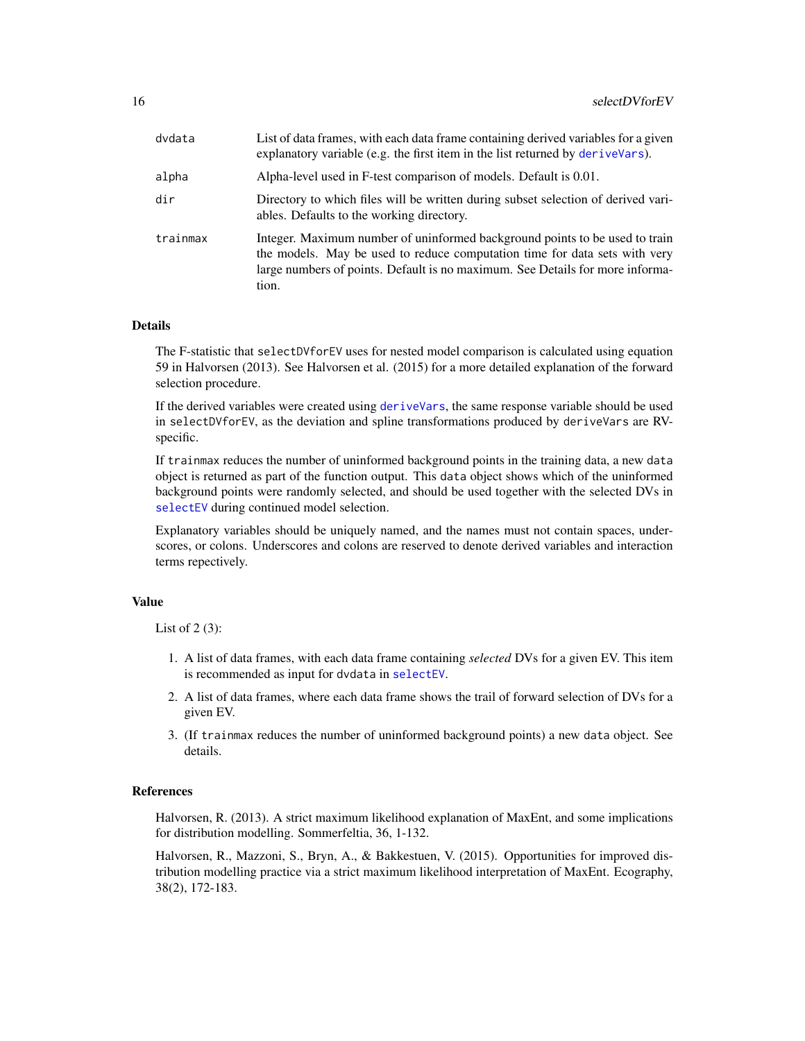| | |
|---|---|
| `dvdata` | List of data frames, with each data frame containing derived variables for a given explanatory variable (e.g. the first item in the list returned by `deriveVars`). |
| `alpha` | Alpha-level used in F-test comparison of models. Default is 0.01. |
| `dir` | Directory to which files will be written during subset selection of derived variables. Defaults to the working directory. |
| `trainmax` | Integer. Maximum number of uninformed background points to be used to train the models. May be used to reduce computation time for data sets with very large numbers of points. Default is no maximum. See Details for more information. |

### Details

The F-statistic that `selectDVforEV` uses for nested model comparison is calculated using equation 59 in Halvorsen (2013). See Halvorsen et al. (2015) for a more detailed explanation of the forward selection procedure.

If the derived variables were created using `deriveVars`, the same response variable should be used in `selectDVforEV`, as the deviation and spline transformations produced by `deriveVars` are RV-specific.

If `trainmax` reduces the number of uninformed background points in the training data, a new `data` object is returned as part of the function output. This `data` object shows which of the uninformed background points were randomly selected, and should be used together with the selected DVs in `selectEV` during continued model selection.

Explanatory variables should be uniquely named, and the names must not contain spaces, underscores, or colons. Underscores and colons are reserved to denote derived variables and interaction terms repectively.

### Value

List of 2 (3):

1. A list of data frames, with each data frame containing *selected* DVs for a given EV. This item is recommended as input for `dvdata` in `selectEV`.
2. A list of data frames, where each data frame shows the trail of forward selection of DVs for a given EV.
3. (If `trainmax` reduces the number of uninformed background points) a new `data` object. See details.

### References

Halvorsen, R. (2013). A strict maximum likelihood explanation of MaxEnt, and some implications for distribution modelling. Sommerfeltia, 36, 1-132.

Halvorsen, R., Mazzoni, S., Bryn, A., & Bakkestuen, V. (2015). Opportunities for improved distribution modelling practice via a strict maximum likelihood interpretation of MaxEnt. Ecography, 38(2), 172-183.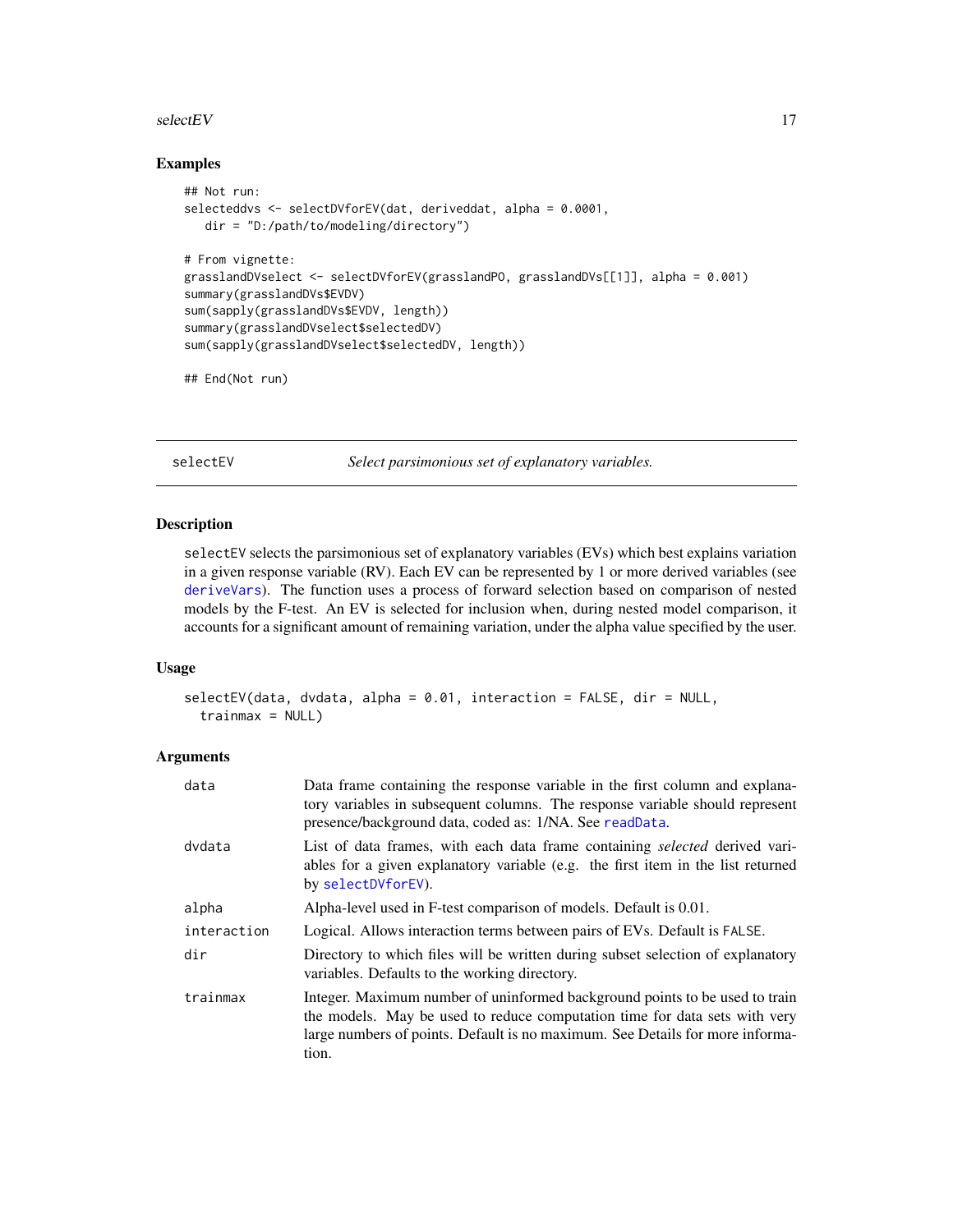### Examples

```
## Not run:
selecteddvs <- selectDVforEV(dat, deriveddat, alpha = 0.0001,
   dir = "D:/path/to/modeling/directory")

# From vignette:
grasslandDVselect <- selectDVforEV(grasslandPO, grasslandDVs[[1]], alpha = 0.001)
summary(grasslandDVs$EVDV)
sum(sapply(grasslandDVs$EVDV, length))
summary(grasslandDVselect$selectedDV)
sum(sapply(grasslandDVselect$selectedDV, length))

## End(Not run)
```

---

## selectEV — *Select parsimonious set of explanatory variables.*

---

### Description

selectEV selects the parsimonious set of explanatory variables (EVs) which best explains variation in a given response variable (RV). Each EV can be represented by 1 or more derived variables (see deriveVars). The function uses a process of forward selection based on comparison of nested models by the F-test. An EV is selected for inclusion when, during nested model comparison, it accounts for a significant amount of remaining variation, under the alpha value specified by the user.

### Usage

```
selectEV(data, dvdata, alpha = 0.01, interaction = FALSE, dir = NULL,
  trainmax = NULL)
```

### Arguments

| | |
|---|---|
| data | Data frame containing the response variable in the first column and explanatory variables in subsequent columns. The response variable should represent presence/background data, coded as: 1/NA. See readData. |
| dvdata | List of data frames, with each data frame containing *selected* derived variables for a given explanatory variable (e.g. the first item in the list returned by selectDVforEV). |
| alpha | Alpha-level used in F-test comparison of models. Default is 0.01. |
| interaction | Logical. Allows interaction terms between pairs of EVs. Default is FALSE. |
| dir | Directory to which files will be written during subset selection of explanatory variables. Defaults to the working directory. |
| trainmax | Integer. Maximum number of uninformed background points to be used to train the models. May be used to reduce computation time for data sets with very large numbers of points. Default is no maximum. See Details for more information. |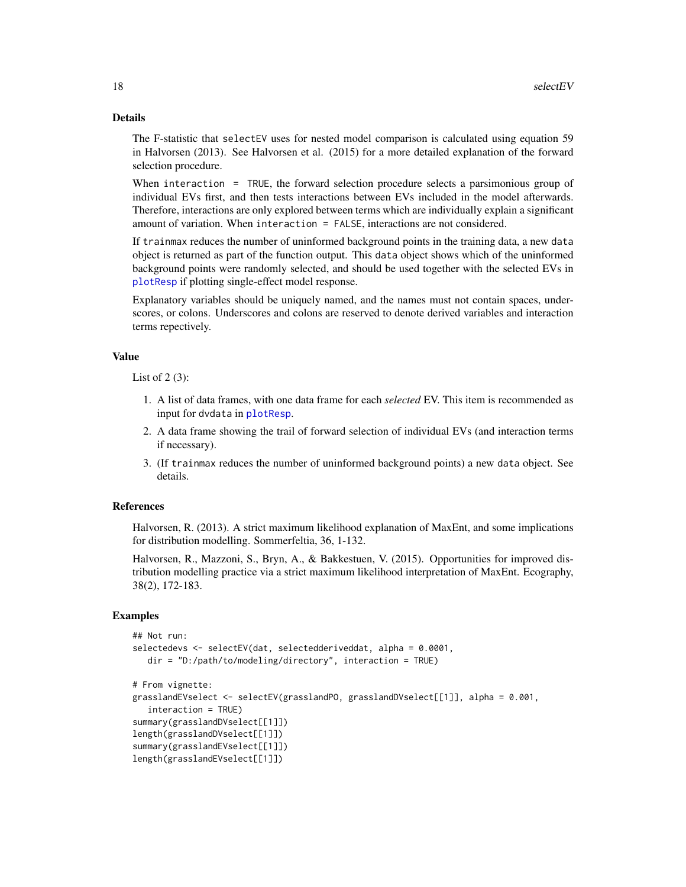## Details

The F-statistic that `selectEV` uses for nested model comparison is calculated using equation 59 in Halvorsen (2013). See Halvorsen et al. (2015) for a more detailed explanation of the forward selection procedure.

When `interaction = TRUE`, the forward selection procedure selects a parsimonious group of individual EVs first, and then tests interactions between EVs included in the model afterwards. Therefore, interactions are only explored between terms which are individually explain a significant amount of variation. When `interaction = FALSE`, interactions are not considered.

If `trainmax` reduces the number of uninformed background points in the training data, a new `data` object is returned as part of the function output. This `data` object shows which of the uninformed background points were randomly selected, and should be used together with the selected EVs in `plotResp` if plotting single-effect model response.

Explanatory variables should be uniquely named, and the names must not contain spaces, underscores, or colons. Underscores and colons are reserved to denote derived variables and interaction terms repectively.

## Value

List of 2 (3):

1. A list of data frames, with one data frame for each *selected* EV. This item is recommended as input for `dvdata` in `plotResp`.
2. A data frame showing the trail of forward selection of individual EVs (and interaction terms if necessary).
3. (If `trainmax` reduces the number of uninformed background points) a new `data` object. See details.

## References

Halvorsen, R. (2013). A strict maximum likelihood explanation of MaxEnt, and some implications for distribution modelling. Sommerfeltia, 36, 1-132.

Halvorsen, R., Mazzoni, S., Bryn, A., & Bakkestuen, V. (2015). Opportunities for improved distribution modelling practice via a strict maximum likelihood interpretation of MaxEnt. Ecography, 38(2), 172-183.

## Examples

```
## Not run:
selectedevs <- selectEV(dat, selectedderiveddat, alpha = 0.0001,
   dir = "D:/path/to/modeling/directory", interaction = TRUE)

# From vignette:
grasslandEVselect <- selectEV(grasslandPO, grasslandDVselect[[1]], alpha = 0.001,
   interaction = TRUE)
summary(grasslandDVselect[[1]])
length(grasslandDVselect[[1]])
summary(grasslandEVselect[[1]])
length(grasslandEVselect[[1]])
```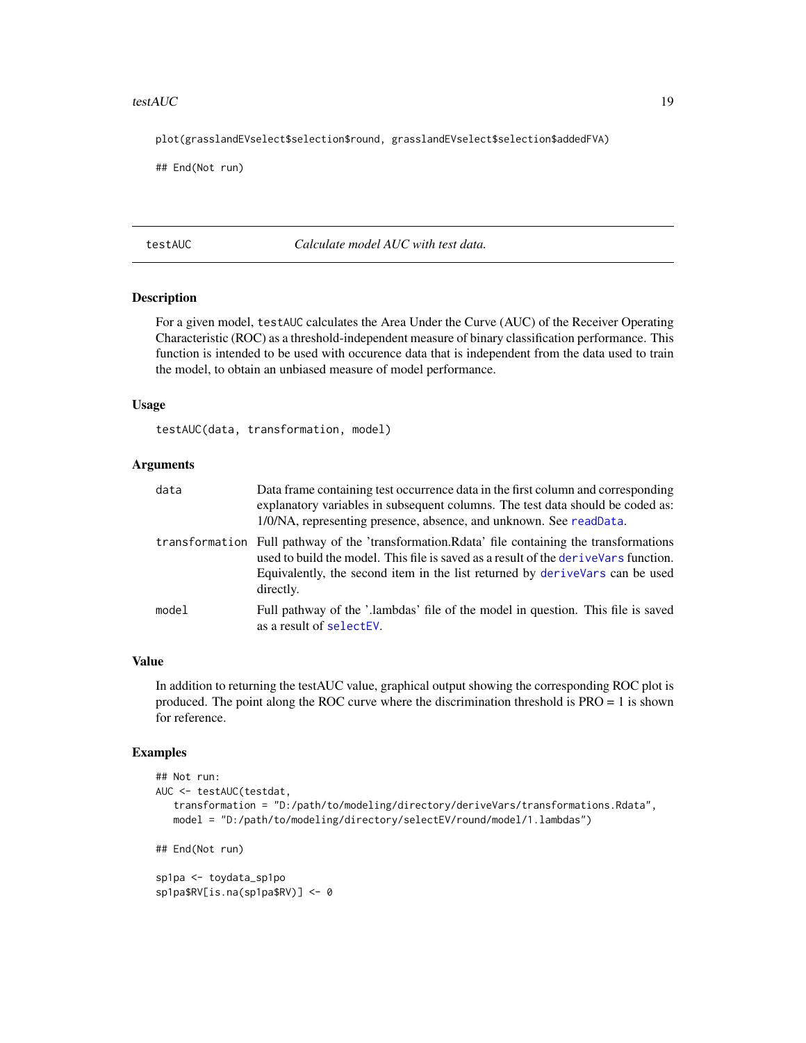```
plot(grasslandEVselect$selection$round, grasslandEVselect$selection$addedFVA)

## End(Not run)
```

## testAUC — *Calculate model AUC with test data.*

### Description

For a given model, testAUC calculates the Area Under the Curve (AUC) of the Receiver Operating Characteristic (ROC) as a threshold-independent measure of binary classification performance. This function is intended to be used with occurence data that is independent from the data used to train the model, to obtain an unbiased measure of model performance.

### Usage

```
testAUC(data, transformation, model)
```

### Arguments

| | |
|---|---|
| data | Data frame containing test occurrence data in the first column and corresponding explanatory variables in subsequent columns. The test data should be coded as: 1/0/NA, representing presence, absence, and unknown. See readData. |
| transformation | Full pathway of the 'transformation.Rdata' file containing the transformations used to build the model. This file is saved as a result of the deriveVars function. Equivalently, the second item in the list returned by deriveVars can be used directly. |
| model | Full pathway of the '.lambdas' file of the model in question. This file is saved as a result of selectEV. |

### Value

In addition to returning the testAUC value, graphical output showing the corresponding ROC plot is produced. The point along the ROC curve where the discrimination threshold is PRO = 1 is shown for reference.

### Examples

```
## Not run:
AUC <- testAUC(testdat,
   transformation = "D:/path/to/modeling/directory/deriveVars/transformations.Rdata",
   model = "D:/path/to/modeling/directory/selectEV/round/model/1.lambdas")

## End(Not run)

sp1pa <- toydata_sp1po
sp1pa$RV[is.na(sp1pa$RV)] <- 0
```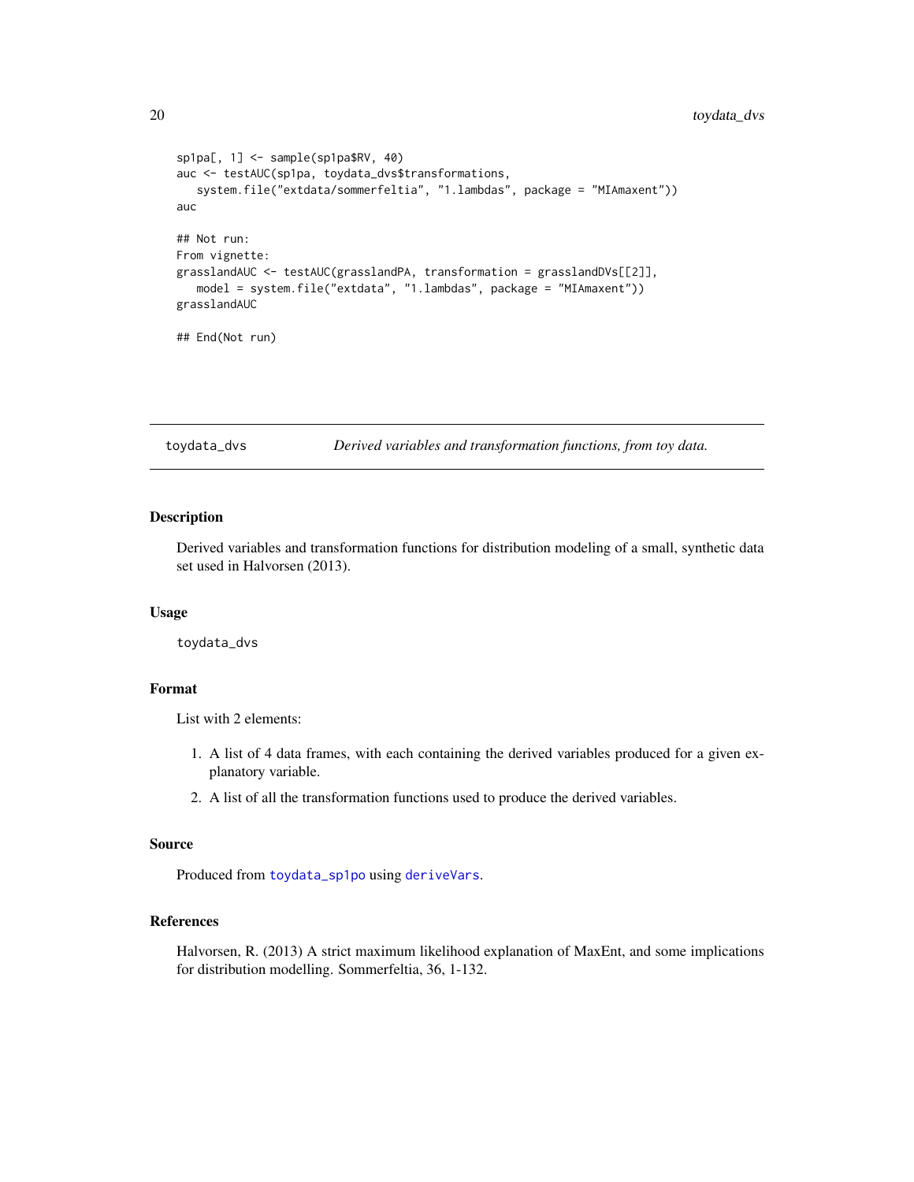```
sp1pa[, 1] <- sample(sp1pa$RV, 40)
auc <- testAUC(sp1pa, toydata_dvs$transformations,
   system.file("extdata/sommerfeltia", "1.lambdas", package = "MIAmaxent"))
auc

## Not run:
From vignette:
grasslandAUC <- testAUC(grasslandPA, transformation = grasslandDVs[[2]],
   model = system.file("extdata", "1.lambdas", package = "MIAmaxent"))
grasslandAUC

## End(Not run)
```

## toydata_dvs — *Derived variables and transformation functions, from toy data.*

### Description

Derived variables and transformation functions for distribution modeling of a small, synthetic data set used in Halvorsen (2013).

### Usage

```
toydata_dvs
```

### Format

List with 2 elements:

1. A list of 4 data frames, with each containing the derived variables produced for a given explanatory variable.
2. A list of all the transformation functions used to produce the derived variables.

### Source

Produced from `toydata_sp1po` using `deriveVars`.

### References

Halvorsen, R. (2013) A strict maximum likelihood explanation of MaxEnt, and some implications for distribution modelling. Sommerfeltia, 36, 1-132.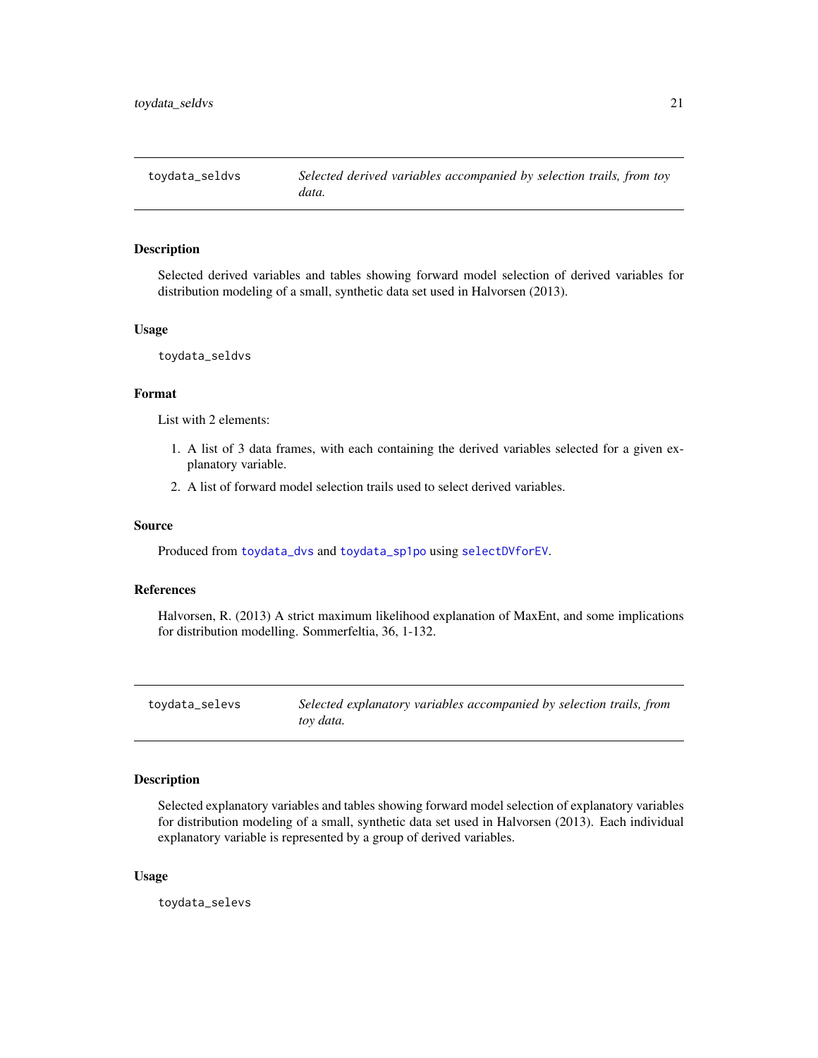## toydata_seldvs — *Selected derived variables accompanied by selection trails, from toy data.*

### Description

Selected derived variables and tables showing forward model selection of derived variables for distribution modeling of a small, synthetic data set used in Halvorsen (2013).

### Usage

```
toydata_seldvs
```

### Format

List with 2 elements:

1. A list of 3 data frames, with each containing the derived variables selected for a given explanatory variable.
2. A list of forward model selection trails used to select derived variables.

### Source

Produced from toydata_dvs and toydata_sp1po using selectDVforEV.

### References

Halvorsen, R. (2013) A strict maximum likelihood explanation of MaxEnt, and some implications for distribution modelling. Sommerfeltia, 36, 1-132.

## toydata_selevs — *Selected explanatory variables accompanied by selection trails, from toy data.*

### Description

Selected explanatory variables and tables showing forward model selection of explanatory variables for distribution modeling of a small, synthetic data set used in Halvorsen (2013). Each individual explanatory variable is represented by a group of derived variables.

### Usage

```
toydata_selevs
```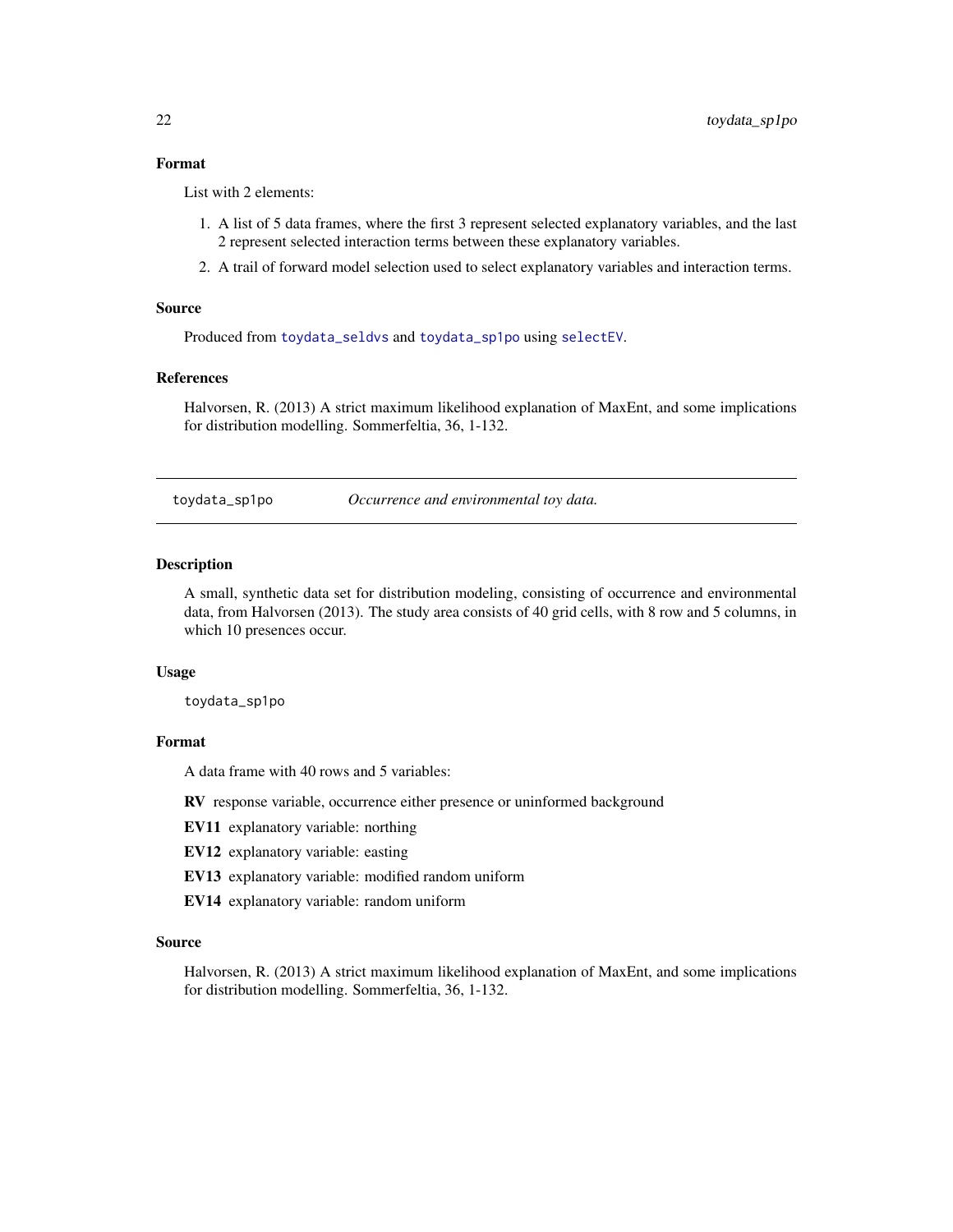### Format

List with 2 elements:

1. A list of 5 data frames, where the first 3 represent selected explanatory variables, and the last 2 represent selected interaction terms between these explanatory variables.
2. A trail of forward model selection used to select explanatory variables and interaction terms.

### Source

Produced from toydata_seldvs and toydata_sp1po using selectEV.

### References

Halvorsen, R. (2013) A strict maximum likelihood explanation of MaxEnt, and some implications for distribution modelling. Sommerfeltia, 36, 1-132.

---

## toydata_sp1po    *Occurrence and environmental toy data.*

### Description

A small, synthetic data set for distribution modeling, consisting of occurrence and environmental data, from Halvorsen (2013). The study area consists of 40 grid cells, with 8 row and 5 columns, in which 10 presences occur.

### Usage

```
toydata_sp1po
```

### Format

A data frame with 40 rows and 5 variables:

**RV** response variable, occurrence either presence or uninformed background

**EV11** explanatory variable: northing

**EV12** explanatory variable: easting

**EV13** explanatory variable: modified random uniform

**EV14** explanatory variable: random uniform

### Source

Halvorsen, R. (2013) A strict maximum likelihood explanation of MaxEnt, and some implications for distribution modelling. Sommerfeltia, 36, 1-132.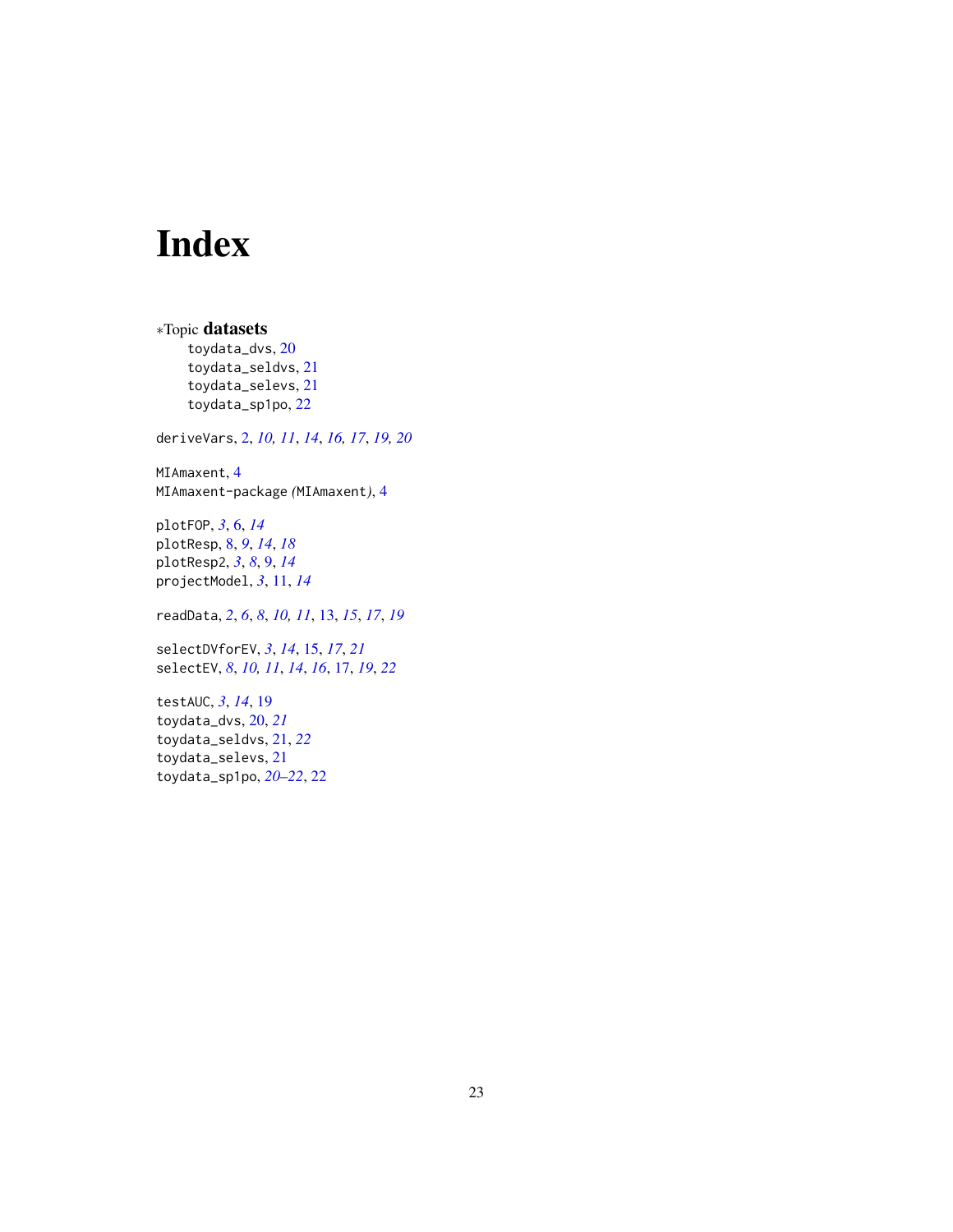# Index

∗Topic **datasets**

- toydata_dvs, 20
- toydata_seldvs, 21
- toydata_selevs, 21
- toydata_sp1po, 22

deriveVars, 2, *10, 11*, *14*, *16, 17*, *19, 20*

MIAmaxent, 4
MIAmaxent-package *(*MIAmaxent*)*, 4

plotFOP, *3*, 6, *14*
plotResp, 8, *9*, *14*, *18*
plotResp2, *3*, *8*, 9, *14*
projectModel, *3*, 11, *14*

readData, *2*, *6*, *8*, *10, 11*, 13, *15*, *17*, *19*

selectDVforEV, *3*, *14*, 15, *17*, *21*
selectEV, *8*, *10, 11*, *14*, *16*, 17, *19*, *22*

testAUC, *3*, *14*, 19
toydata_dvs, 20, *21*
toydata_seldvs, 21, *22*
toydata_selevs, 21
toydata_sp1po, *20–22*, 22